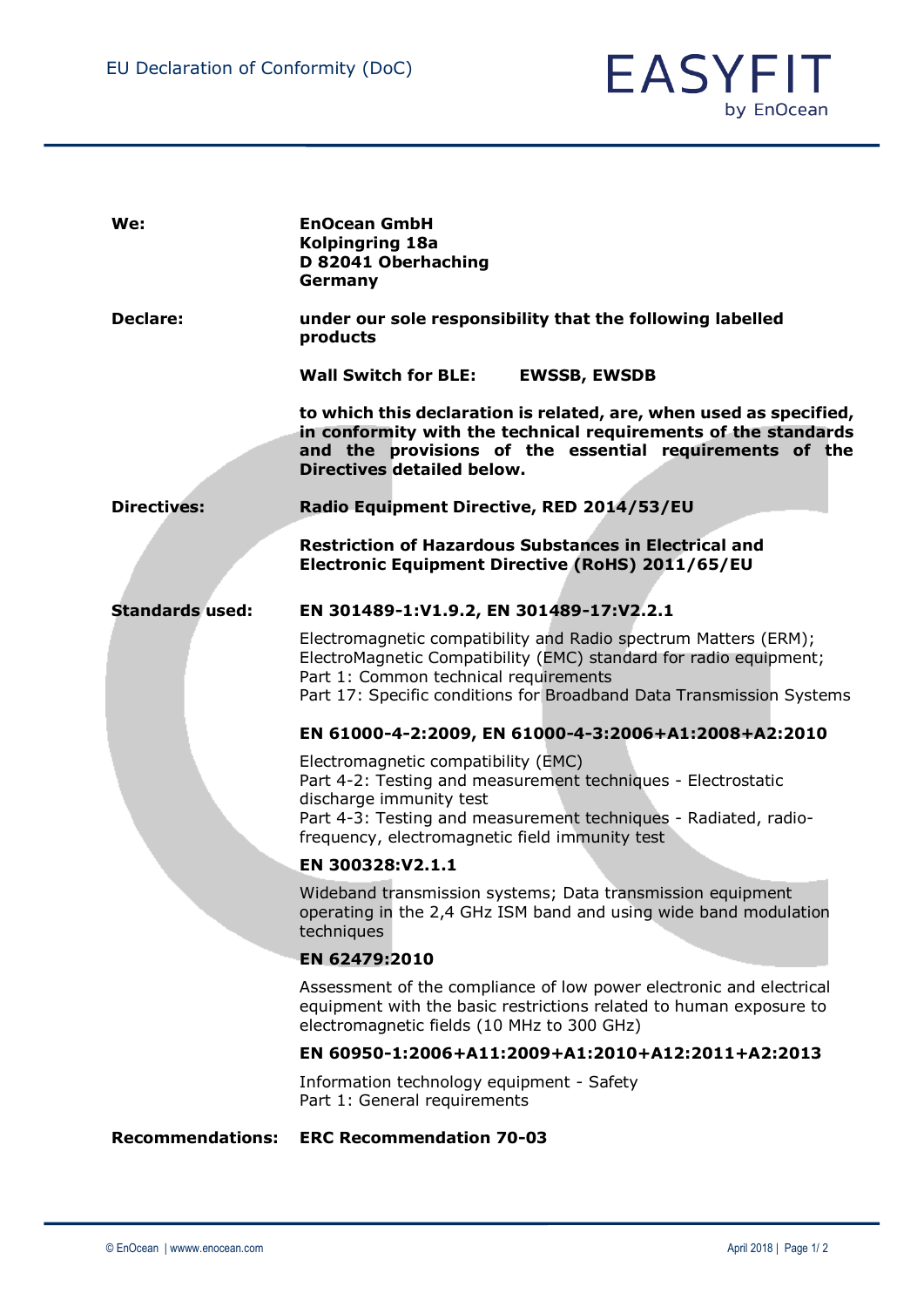# EU Declaration of Conformity (DoC)

EASYFIT by EnOcean

| | |
|---|---|
| **We:** | **EnOcean GmbH**<br>**Kolpingring 18a**<br>**D 82041 Oberhaching**<br>**Germany** |
| **Declare:** | **under our sole responsibility that the following labelled products**<br><br>**Wall Switch for BLE: EWSSB, EWSDB**<br><br>**to which this declaration is related, are, when used as specified, in conformity with the technical requirements of the standards and the provisions of the essential requirements of the Directives detailed below.** |
| **Directives:** | **Radio Equipment Directive, RED 2014/53/EU**<br><br>**Restriction of Hazardous Substances in Electrical and Electronic Equipment Directive (RoHS) 2011/65/EU** |
| **Standards used:** | **EN 301489-1:V1.9.2, EN 301489-17:V2.2.1**<br><br>Electromagnetic compatibility and Radio spectrum Matters (ERM); ElectroMagnetic Compatibility (EMC) standard for radio equipment;<br>Part 1: Common technical requirements<br>Part 17: Specific conditions for Broadband Data Transmission Systems<br><br>**EN 61000-4-2:2009, EN 61000-4-3:2006+A1:2008+A2:2010**<br><br>Electromagnetic compatibility (EMC)<br>Part 4-2: Testing and measurement techniques - Electrostatic discharge immunity test<br>Part 4-3: Testing and measurement techniques - Radiated, radio-frequency, electromagnetic field immunity test<br><br>**EN 300328:V2.1.1**<br><br>Wideband transmission systems; Data transmission equipment operating in the 2,4 GHz ISM band and using wide band modulation techniques<br><br>**EN 62479:2010**<br><br>Assessment of the compliance of low power electronic and electrical equipment with the basic restrictions related to human exposure to electromagnetic fields (10 MHz to 300 GHz)<br><br>**EN 60950-1:2006+A11:2009+A1:2010+A12:2011+A2:2013**<br><br>Information technology equipment - Safety<br>Part 1: General requirements |
| **Recommendations:** | **ERC Recommendation 70-03** |

© EnOcean | www.enocean.com

April 2018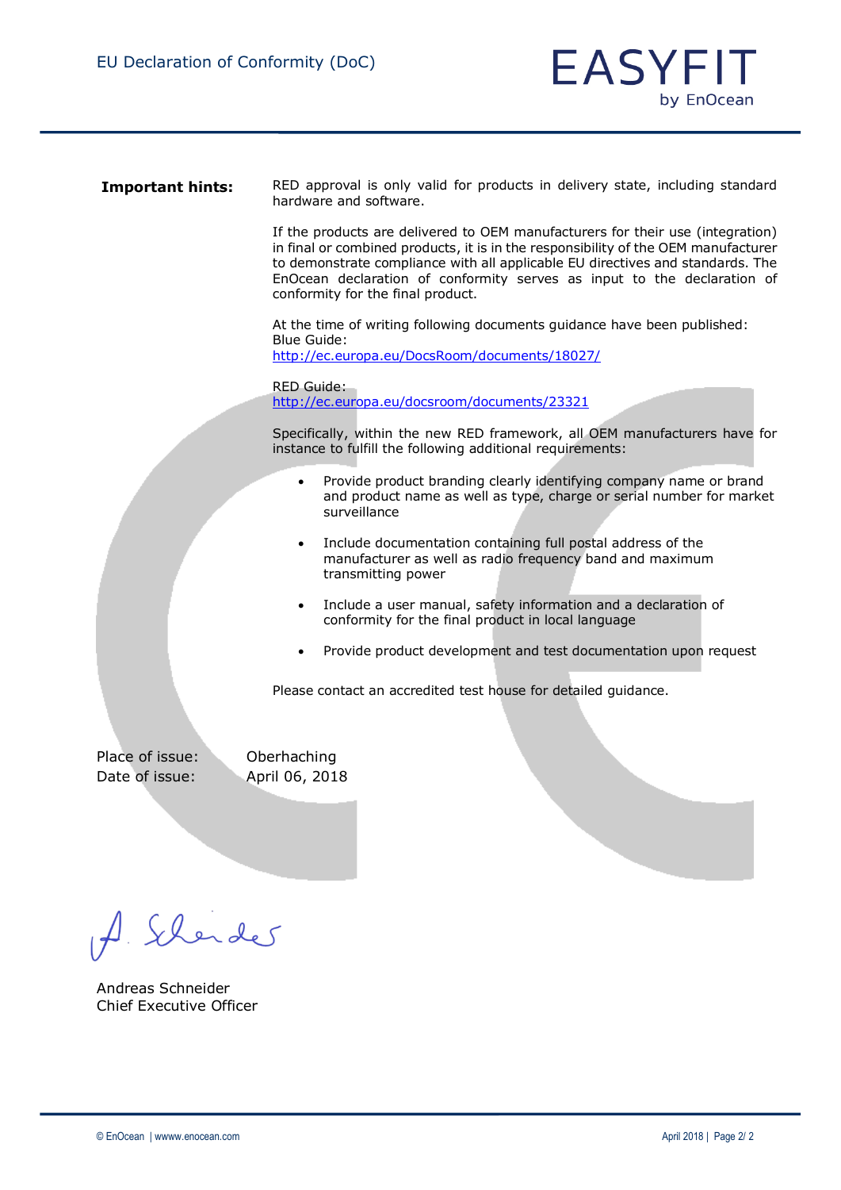**Important hints:**

RED approval is only valid for products in delivery state, including standard hardware and software.

If the products are delivered to OEM manufacturers for their use (integration) in final or combined products, it is in the responsibility of the OEM manufacturer to demonstrate compliance with all applicable EU directives and standards. The EnOcean declaration of conformity serves as input to the declaration of conformity for the final product.

At the time of writing following documents guidance have been published:
Blue Guide:
http://ec.europa.eu/DocsRoom/documents/18027/

RED Guide:
http://ec.europa.eu/docsroom/documents/23321

Specifically, within the new RED framework, all OEM manufacturers have for instance to fulfill the following additional requirements:

- Provide product branding clearly identifying company name or brand and product name as well as type, charge or serial number for market surveillance
- Include documentation containing full postal address of the manufacturer as well as radio frequency band and maximum transmitting power
- Include a user manual, safety information and a declaration of conformity for the final product in local language
- Provide product development and test documentation upon request

Please contact an accredited test house for detailed guidance.

Place of issue: Oberhaching
Date of issue: April 06, 2018

Andreas Schneider
Chief Executive Officer